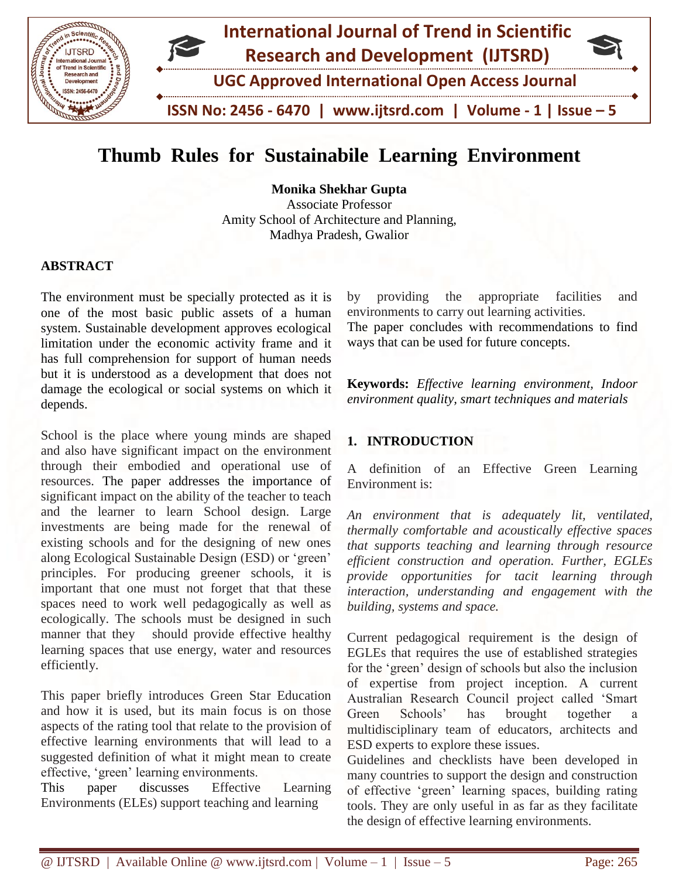# Thumb Rules for Sustainabile Learning Environment

**Monika Shekhar Gupta**
Associate Professor
Amity School of Architecture and Planning,
Madhya Pradesh, Gwalior

## ABSTRACT

The environment must be specially protected as it is one of the most basic public assets of a human system. Sustainable development approves ecological limitation under the economic activity frame and it has full comprehension for support of human needs but it is understood as a development that does not damage the ecological or social systems on which it depends.

School is the place where young minds are shaped and also have significant impact on the environment through their embodied and operational use of resources. The paper addresses the importance of significant impact on the ability of the teacher to teach and the learner to learn School design. Large investments are being made for the renewal of existing schools and for the designing of new ones along Ecological Sustainable Design (ESD) or 'green' principles. For producing greener schools, it is important that one must not forget that that these spaces need to work well pedagogically as well as ecologically. The schools must be designed in such manner that they should provide effective healthy learning spaces that use energy, water and resources efficiently.

This paper briefly introduces Green Star Education and how it is used, but its main focus is on those aspects of the rating tool that relate to the provision of effective learning environments that will lead to a suggested definition of what it might mean to create effective, 'green' learning environments.

This paper discusses Effective Learning Environments (ELEs) support teaching and learning by providing the appropriate facilities and environments to carry out learning activities.

The paper concludes with recommendations to find ways that can be used for future concepts.

**Keywords:** *Effective learning environment, Indoor environment quality, smart techniques and materials*

## 1. INTRODUCTION

A definition of an Effective Green Learning Environment is:

*An environment that is adequately lit, ventilated, thermally comfortable and acoustically effective spaces that supports teaching and learning through resource efficient construction and operation. Further, EGLEs provide opportunities for tacit learning through interaction, understanding and engagement with the building, systems and space.*

Current pedagogical requirement is the design of EGLEs that requires the use of established strategies for the 'green' design of schools but also the inclusion of expertise from project inception. A current Australian Research Council project called 'Smart Green Schools' has brought together a multidisciplinary team of educators, architects and ESD experts to explore these issues.

Guidelines and checklists have been developed in many countries to support the design and construction of effective 'green' learning spaces, building rating tools. They are only useful in as far as they facilitate the design of effective learning environments.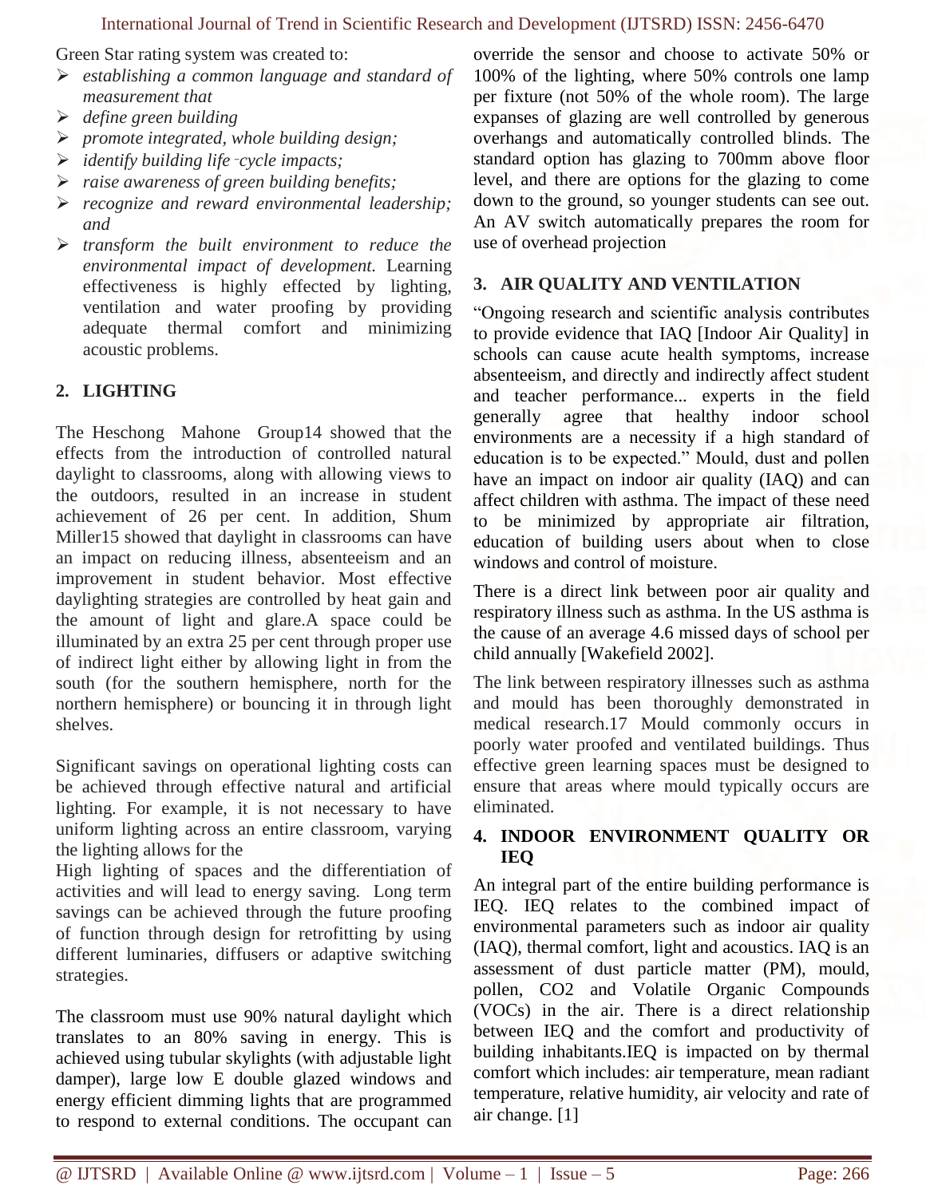Green Star rating system was created to:

- *establishing a common language and standard of measurement that*
- *define green building*
- *promote integrated, whole building design;*
- *identify building life-cycle impacts;*
- *raise awareness of green building benefits;*
- *recognize and reward environmental leadership; and*
- *transform the built environment to reduce the environmental impact of development.* Learning effectiveness is highly effected by lighting, ventilation and water proofing by providing adequate thermal comfort and minimizing acoustic problems.

## 2. LIGHTING

The Heschong Mahone Group14 showed that the effects from the introduction of controlled natural daylight to classrooms, along with allowing views to the outdoors, resulted in an increase in student achievement of 26 per cent. In addition, Shum Miller15 showed that daylight in classrooms can have an impact on reducing illness, absenteeism and an improvement in student behavior. Most effective daylighting strategies are controlled by heat gain and the amount of light and glare.A space could be illuminated by an extra 25 per cent through proper use of indirect light either by allowing light in from the south (for the southern hemisphere, north for the northern hemisphere) or bouncing it in through light shelves.

Significant savings on operational lighting costs can be achieved through effective natural and artificial lighting. For example, it is not necessary to have uniform lighting across an entire classroom, varying the lighting allows for the

High lighting of spaces and the differentiation of activities and will lead to energy saving. Long term savings can be achieved through the future proofing of function through design for retrofitting by using different luminaries, diffusers or adaptive switching strategies.

The classroom must use 90% natural daylight which translates to an 80% saving in energy. This is achieved using tubular skylights (with adjustable light damper), large low E double glazed windows and energy efficient dimming lights that are programmed to respond to external conditions. The occupant can override the sensor and choose to activate 50% or 100% of the lighting, where 50% controls one lamp per fixture (not 50% of the whole room). The large expanses of glazing are well controlled by generous overhangs and automatically controlled blinds. The standard option has glazing to 700mm above floor level, and there are options for the glazing to come down to the ground, so younger students can see out. An AV switch automatically prepares the room for use of overhead projection

## 3. AIR QUALITY AND VENTILATION

"Ongoing research and scientific analysis contributes to provide evidence that IAQ [Indoor Air Quality] in schools can cause acute health symptoms, increase absenteeism, and directly and indirectly affect student and teacher performance... experts in the field generally agree that healthy indoor school environments are a necessity if a high standard of education is to be expected." Mould, dust and pollen have an impact on indoor air quality (IAQ) and can affect children with asthma. The impact of these need to be minimized by appropriate air filtration, education of building users about when to close windows and control of moisture.

There is a direct link between poor air quality and respiratory illness such as asthma. In the US asthma is the cause of an average 4.6 missed days of school per child annually [Wakefield 2002].

The link between respiratory illnesses such as asthma and mould has been thoroughly demonstrated in medical research.17 Mould commonly occurs in poorly water proofed and ventilated buildings. Thus effective green learning spaces must be designed to ensure that areas where mould typically occurs are eliminated.

## 4. INDOOR ENVIRONMENT QUALITY OR IEQ

An integral part of the entire building performance is IEQ. IEQ relates to the combined impact of environmental parameters such as indoor air quality (IAQ), thermal comfort, light and acoustics. IAQ is an assessment of dust particle matter (PM), mould, pollen, $CO_2$ and Volatile Organic Compounds (VOCs) in the air. There is a direct relationship between IEQ and the comfort and productivity of building inhabitants.IEQ is impacted on by thermal comfort which includes: air temperature, mean radiant temperature, relative humidity, air velocity and rate of air change. [1]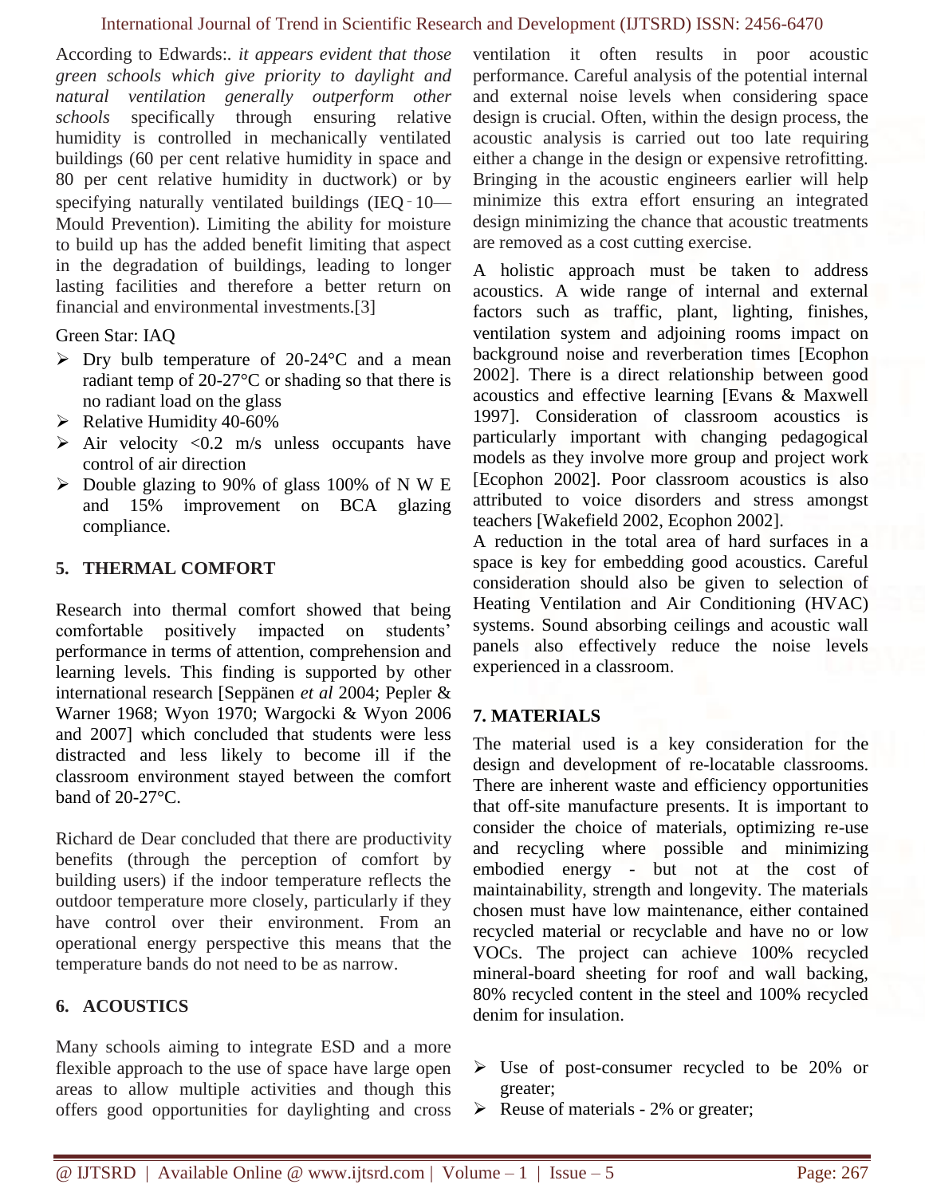According to Edwards:. *it appears evident that those green schools which give priority to daylight and natural ventilation generally outperform other schools* specifically through ensuring relative humidity is controlled in mechanically ventilated buildings (60 per cent relative humidity in space and 80 per cent relative humidity in ductwork) or by specifying naturally ventilated buildings (IEQ‐10—Mould Prevention). Limiting the ability for moisture to build up has the added benefit limiting that aspect in the degradation of buildings, leading to longer lasting facilities and therefore a better return on financial and environmental investments.[3]

Green Star: IAQ

- Dry bulb temperature of 20-24°C and a mean radiant temp of 20-27°C or shading so that there is no radiant load on the glass
- Relative Humidity 40-60%
- Air velocity <0.2 m/s unless occupants have control of air direction
- Double glazing to 90% of glass 100% of N W E and 15% improvement on BCA glazing compliance.

## 5. THERMAL COMFORT

Research into thermal comfort showed that being comfortable positively impacted on students' performance in terms of attention, comprehension and learning levels. This finding is supported by other international research [Seppänen *et al* 2004; Pepler & Warner 1968; Wyon 1970; Wargocki & Wyon 2006 and 2007] which concluded that students were less distracted and less likely to become ill if the classroom environment stayed between the comfort band of 20-27°C.

Richard de Dear concluded that there are productivity benefits (through the perception of comfort by building users) if the indoor temperature reflects the outdoor temperature more closely, particularly if they have control over their environment. From an operational energy perspective this means that the temperature bands do not need to be as narrow.

## 6. ACOUSTICS

Many schools aiming to integrate ESD and a more flexible approach to the use of space have large open areas to allow multiple activities and though this offers good opportunities for daylighting and cross ventilation it often results in poor acoustic performance. Careful analysis of the potential internal and external noise levels when considering space design is crucial. Often, within the design process, the acoustic analysis is carried out too late requiring either a change in the design or expensive retrofitting. Bringing in the acoustic engineers earlier will help minimize this extra effort ensuring an integrated design minimizing the chance that acoustic treatments are removed as a cost cutting exercise.

A holistic approach must be taken to address acoustics. A wide range of internal and external factors such as traffic, plant, lighting, finishes, ventilation system and adjoining rooms impact on background noise and reverberation times [Ecophon 2002]. There is a direct relationship between good acoustics and effective learning [Evans & Maxwell 1997]. Consideration of classroom acoustics is particularly important with changing pedagogical models as they involve more group and project work [Ecophon 2002]. Poor classroom acoustics is also attributed to voice disorders and stress amongst teachers [Wakefield 2002, Ecophon 2002].

A reduction in the total area of hard surfaces in a space is key for embedding good acoustics. Careful consideration should also be given to selection of Heating Ventilation and Air Conditioning (HVAC) systems. Sound absorbing ceilings and acoustic wall panels also effectively reduce the noise levels experienced in a classroom.

## 7. MATERIALS

The material used is a key consideration for the design and development of re-locatable classrooms. There are inherent waste and efficiency opportunities that off-site manufacture presents. It is important to consider the choice of materials, optimizing re-use and recycling where possible and minimizing embodied energy - but not at the cost of maintainability, strength and longevity. The materials chosen must have low maintenance, either contained recycled material or recyclable and have no or low VOCs. The project can achieve 100% recycled mineral-board sheeting for roof and wall backing, 80% recycled content in the steel and 100% recycled denim for insulation.

- Use of post-consumer recycled to be 20% or greater;
- Reuse of materials - 2% or greater;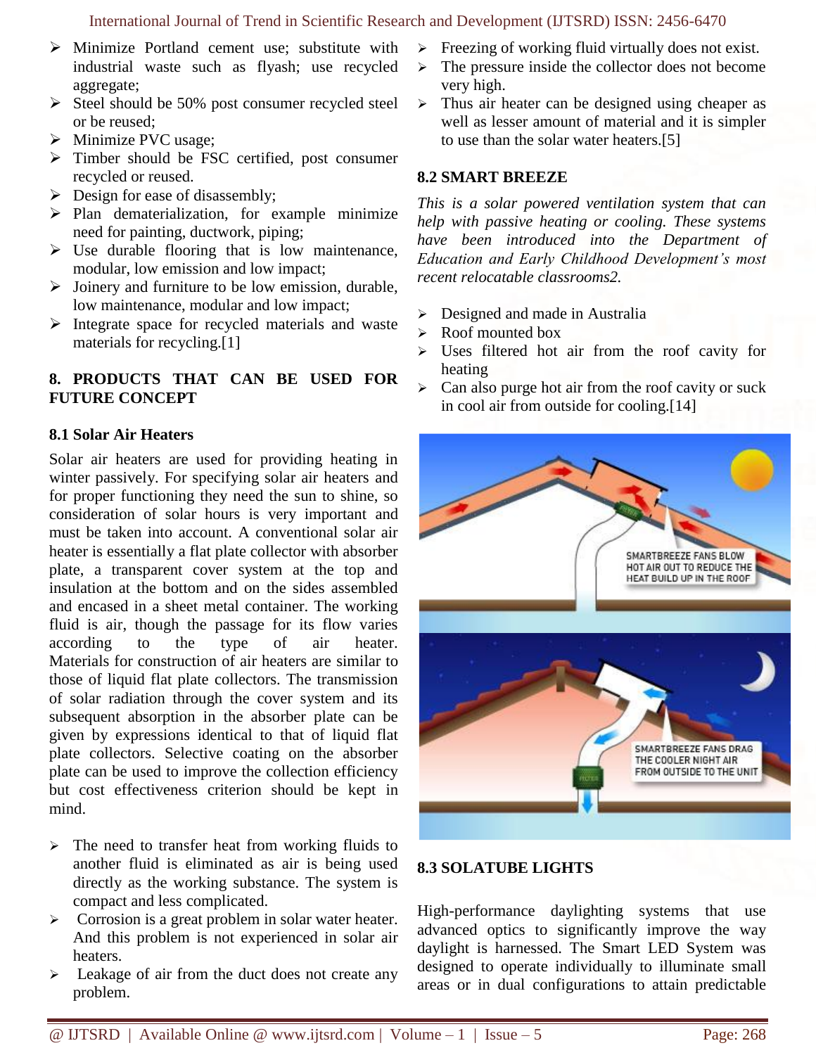- Minimize Portland cement use; substitute with industrial waste such as flyash; use recycled aggregate;
- Steel should be 50% post consumer recycled steel or be reused;
- Minimize PVC usage;
- Timber should be FSC certified, post consumer recycled or reused.
- Design for ease of disassembly;
- Plan dematerialization, for example minimize need for painting, ductwork, piping;
- Use durable flooring that is low maintenance, modular, low emission and low impact;
- Joinery and furniture to be low emission, durable, low maintenance, modular and low impact;
- Integrate space for recycled materials and waste materials for recycling.[1]

## 8. PRODUCTS THAT CAN BE USED FOR FUTURE CONCEPT

### 8.1 Solar Air Heaters

Solar air heaters are used for providing heating in winter passively. For specifying solar air heaters and for proper functioning they need the sun to shine, so consideration of solar hours is very important and must be taken into account. A conventional solar air heater is essentially a flat plate collector with absorber plate, a transparent cover system at the top and insulation at the bottom and on the sides assembled and encased in a sheet metal container. The working fluid is air, though the passage for its flow varies according to the type of air heater. Materials for construction of air heaters are similar to those of liquid flat plate collectors. The transmission of solar radiation through the cover system and its subsequent absorption in the absorber plate can be given by expressions identical to that of liquid flat plate collectors. Selective coating on the absorber plate can be used to improve the collection efficiency but cost effectiveness criterion should be kept in mind.

- The need to transfer heat from working fluids to another fluid is eliminated as air is being used directly as the working substance. The system is compact and less complicated.
- Corrosion is a great problem in solar water heater. And this problem is not experienced in solar air heaters.
- Leakage of air from the duct does not create any problem.
- Freezing of working fluid virtually does not exist.
- The pressure inside the collector does not become very high.
- Thus air heater can be designed using cheaper as well as lesser amount of material and it is simpler to use than the solar water heaters.[5]

### 8.2 SMART BREEZE

*This is a solar powered ventilation system that can help with passive heating or cooling. These systems have been introduced into the Department of Education and Early Childhood Development's most recent relocatable classrooms2.*

- Designed and made in Australia
- Roof mounted box
- Uses filtered hot air from the roof cavity for heating
- Can also purge hot air from the roof cavity or suck in cool air from outside for cooling.[14]

### 8.3 SOLATUBE LIGHTS

High-performance daylighting systems that use advanced optics to significantly improve the way daylight is harnessed. The Smart LED System was designed to operate individually to illuminate small areas or in dual configurations to attain predictable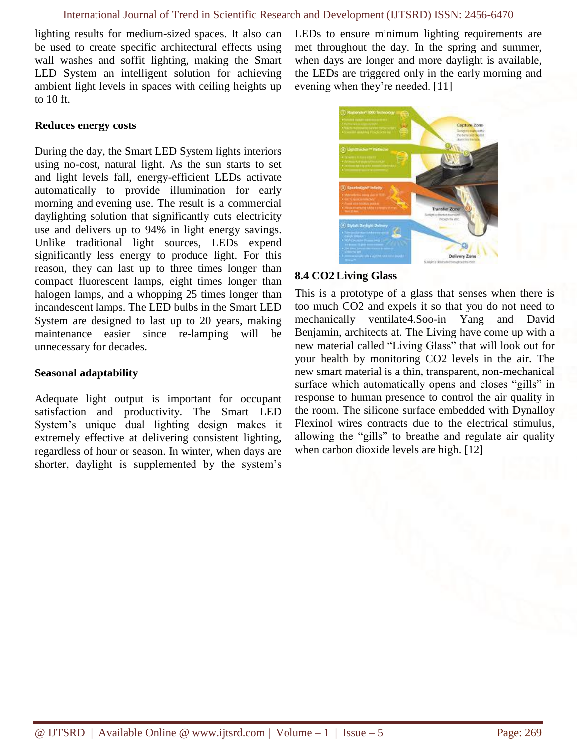lighting results for medium-sized spaces. It also can be used to create specific architectural effects using wall washes and soffit lighting, making the Smart LED System an intelligent solution for achieving ambient light levels in spaces with ceiling heights up to 10 ft.

**Reduces energy costs**

During the day, the Smart LED System lights interiors using no-cost, natural light. As the sun starts to set and light levels fall, energy-efficient LEDs activate automatically to provide illumination for early morning and evening use. The result is a commercial daylighting solution that significantly cuts electricity use and delivers up to 94% in light energy savings. Unlike traditional light sources, LEDs expend significantly less energy to produce light. For this reason, they can last up to three times longer than compact fluorescent lamps, eight times longer than halogen lamps, and a whopping 25 times longer than incandescent lamps. The LED bulbs in the Smart LED System are designed to last up to 20 years, making maintenance easier since re-lamping will be unnecessary for decades.

**Seasonal adaptability**

Adequate light output is important for occupant satisfaction and productivity. The Smart LED System's unique dual lighting design makes it extremely effective at delivering consistent lighting, regardless of hour or season. In winter, when days are shorter, daylight is supplemented by the system's LEDs to ensure minimum lighting requirements are met throughout the day. In the spring and summer, when days are longer and more daylight is available, the LEDs are triggered only in the early morning and evening when they're needed. [11]

### 8.4 CO2 Living Glass

This is a prototype of a glass that senses when there is too much $CO_2$ and expels it so that you do not need to mechanically ventilate4.Soo-in Yang and David Benjamin, architects at. The Living have come up with a new material called "Living Glass" that will look out for your health by monitoring $CO_2$ levels in the air. The new smart material is a thin, transparent, non-mechanical surface which automatically opens and closes "gills" in response to human presence to control the air quality in the room. The silicone surface embedded with Dynalloy Flexinol wires contracts due to the electrical stimulus, allowing the "gills" to breathe and regulate air quality when carbon dioxide levels are high. [12]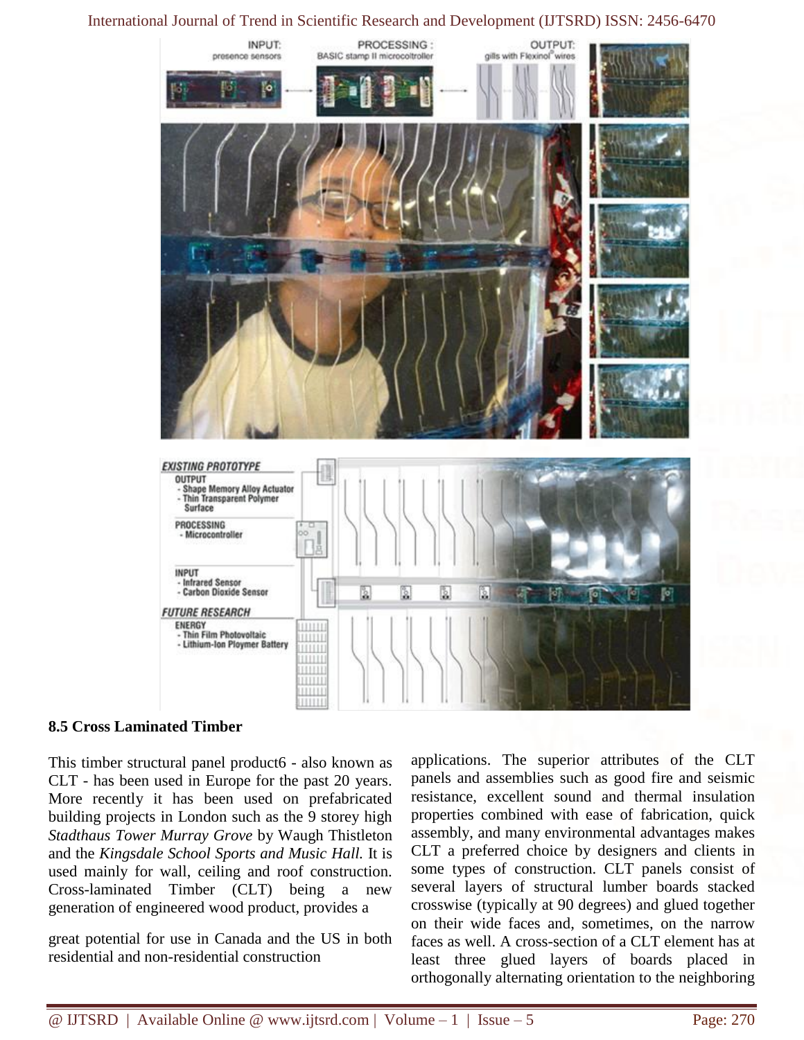## 8.5 Cross Laminated Timber

This timber structural panel product6 - also known as CLT - has been used in Europe for the past 20 years. More recently it has been used on prefabricated building projects in London such as the 9 storey high *Stadthaus Tower Murray Grove* by Waugh Thistleton and the *Kingsdale School Sports and Music Hall.* It is used mainly for wall, ceiling and roof construction. Cross-laminated Timber (CLT) being a new generation of engineered wood product, provides a great potential for use in Canada and the US in both residential and non-residential construction applications. The superior attributes of the CLT panels and assemblies such as good fire and seismic resistance, excellent sound and thermal insulation properties combined with ease of fabrication, quick assembly, and many environmental advantages makes CLT a preferred choice by designers and clients in some types of construction. CLT panels consist of several layers of structural lumber boards stacked crosswise (typically at 90 degrees) and glued together on their wide faces and, sometimes, on the narrow faces as well. A cross-section of a CLT element has at least three glued layers of boards placed in orthogonally alternating orientation to the neighboring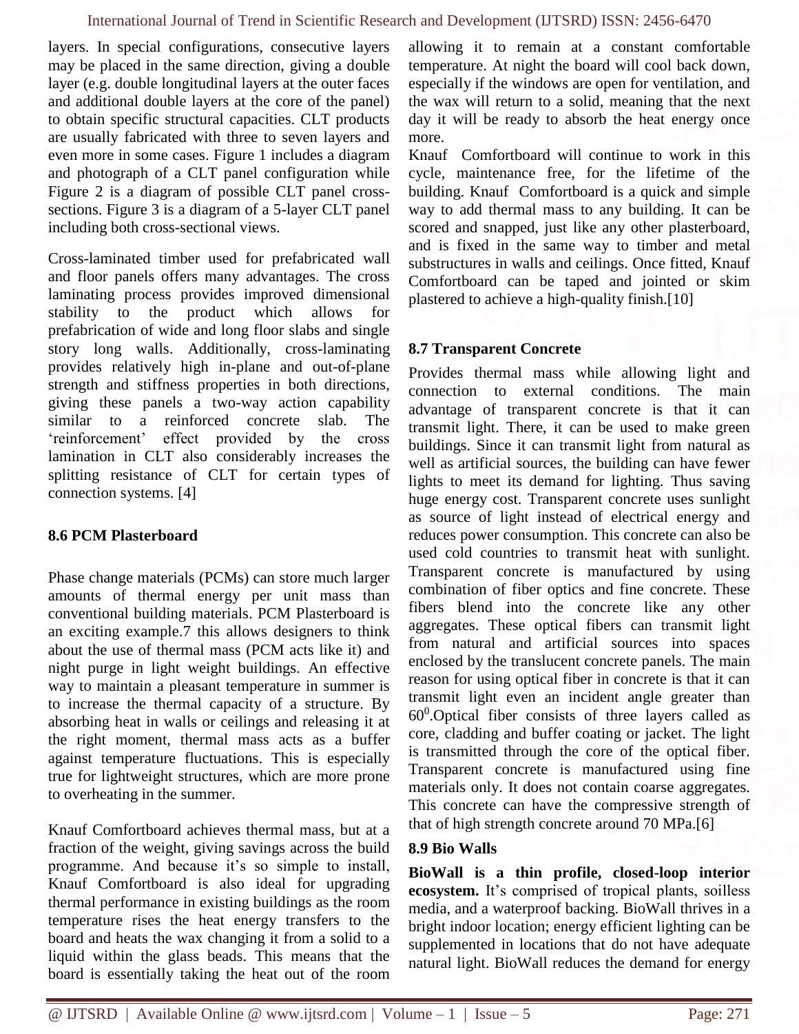layers. In special configurations, consecutive layers may be placed in the same direction, giving a double layer (e.g. double longitudinal layers at the outer faces and additional double layers at the core of the panel) to obtain specific structural capacities. CLT products are usually fabricated with three to seven layers and even more in some cases. Figure 1 includes a diagram and photograph of a CLT panel configuration while Figure 2 is a diagram of possible CLT panel cross-sections. Figure 3 is a diagram of a 5-layer CLT panel including both cross-sectional views.

Cross-laminated timber used for prefabricated wall and floor panels offers many advantages. The cross laminating process provides improved dimensional stability to the product which allows for prefabrication of wide and long floor slabs and single story long walls. Additionally, cross-laminating provides relatively high in-plane and out-of-plane strength and stiffness properties in both directions, giving these panels a two-way action capability similar to a reinforced concrete slab. The 'reinforcement' effect provided by the cross lamination in CLT also considerably increases the splitting resistance of CLT for certain types of connection systems. [4]

### 8.6 PCM Plasterboard

Phase change materials (PCMs) can store much larger amounts of thermal energy per unit mass than conventional building materials. PCM Plasterboard is an exciting example.7 this allows designers to think about the use of thermal mass (PCM acts like it) and night purge in light weight buildings. An effective way to maintain a pleasant temperature in summer is to increase the thermal capacity of a structure. By absorbing heat in walls or ceilings and releasing it at the right moment, thermal mass acts as a buffer against temperature fluctuations. This is especially true for lightweight structures, which are more prone to overheating in the summer.

Knauf Comfortboard achieves thermal mass, but at a fraction of the weight, giving savings across the build programme. And because it's so simple to install, Knauf Comfortboard is also ideal for upgrading thermal performance in existing buildings as the room temperature rises the heat energy transfers to the board and heats the wax changing it from a solid to a liquid within the glass beads. This means that the board is essentially taking the heat out of the room allowing it to remain at a constant comfortable temperature. At night the board will cool back down, especially if the windows are open for ventilation, and the wax will return to a solid, meaning that the next day it will be ready to absorb the heat energy once more.

Knauf Comfortboard will continue to work in this cycle, maintenance free, for the lifetime of the building. Knauf Comfortboard is a quick and simple way to add thermal mass to any building. It can be scored and snapped, just like any other plasterboard, and is fixed in the same way to timber and metal substructures in walls and ceilings. Once fitted, Knauf Comfortboard can be taped and jointed or skim plastered to achieve a high-quality finish.[10]

### 8.7 Transparent Concrete

Provides thermal mass while allowing light and connection to external conditions. The main advantage of transparent concrete is that it can transmit light. There, it can be used to make green buildings. Since it can transmit light from natural as well as artificial sources, the building can have fewer lights to meet its demand for lighting. Thus saving huge energy cost. Transparent concrete uses sunlight as source of light instead of electrical energy and reduces power consumption. This concrete can also be used cold countries to transmit heat with sunlight. Transparent concrete is manufactured by using combination of fiber optics and fine concrete. These fibers blend into the concrete like any other aggregates. These optical fibers can transmit light from natural and artificial sources into spaces enclosed by the translucent concrete panels. The main reason for using optical fiber in concrete is that it can transmit light even an incident angle greater than $60^0$.Optical fiber consists of three layers called as core, cladding and buffer coating or jacket. The light is transmitted through the core of the optical fiber. Transparent concrete is manufactured using fine materials only. It does not contain coarse aggregates. This concrete can have the compressive strength of that of high strength concrete around 70 MPa.[6]

### 8.9 Bio Walls

**BioWall is a thin profile, closed-loop interior ecosystem.** It's comprised of tropical plants, soilless media, and a waterproof backing. BioWall thrives in a bright indoor location; energy efficient lighting can be supplemented in locations that do not have adequate natural light. BioWall reduces the demand for energy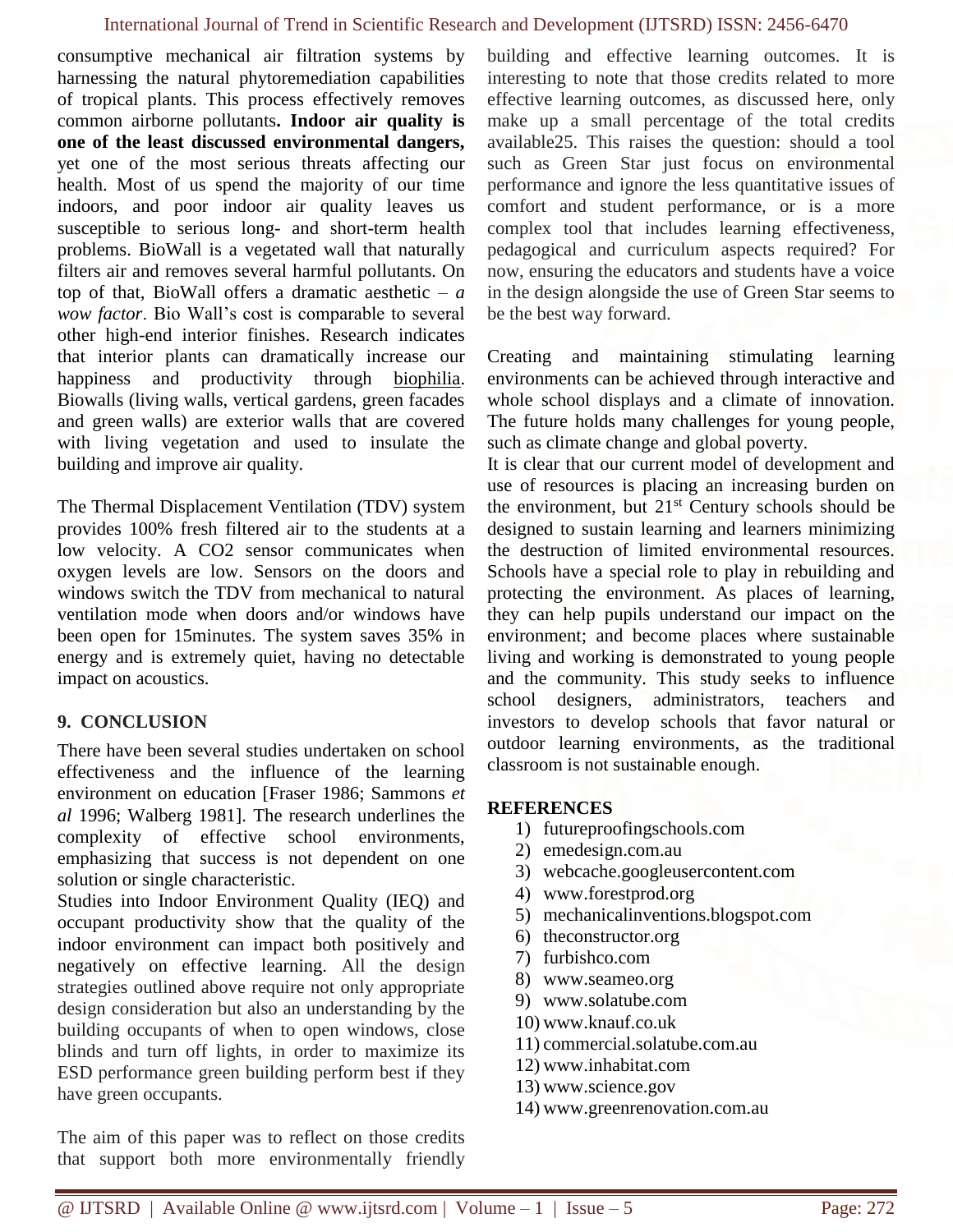consumptive mechanical air filtration systems by harnessing the natural phytoremediation capabilities of tropical plants. This process effectively removes common airborne pollutants**. Indoor air quality is one of the least discussed environmental dangers,** yet one of the most serious threats affecting our health. Most of us spend the majority of our time indoors, and poor indoor air quality leaves us susceptible to serious long- and short-term health problems. BioWall is a vegetated wall that naturally filters air and removes several harmful pollutants. On top of that, BioWall offers a dramatic aesthetic – *a wow factor*. Bio Wall's cost is comparable to several other high-end interior finishes. Research indicates that interior plants can dramatically increase our happiness and productivity through biophilia. Biowalls (living walls, vertical gardens, green facades and green walls) are exterior walls that are covered with living vegetation and used to insulate the building and improve air quality.

The Thermal Displacement Ventilation (TDV) system provides 100% fresh filtered air to the students at a low velocity. A CO2 sensor communicates when oxygen levels are low. Sensors on the doors and windows switch the TDV from mechanical to natural ventilation mode when doors and/or windows have been open for 15minutes. The system saves 35% in energy and is extremely quiet, having no detectable impact on acoustics.

## 9. CONCLUSION

There have been several studies undertaken on school effectiveness and the influence of the learning environment on education [Fraser 1986; Sammons *et al* 1996; Walberg 1981]. The research underlines the complexity of effective school environments, emphasizing that success is not dependent on one solution or single characteristic.

Studies into Indoor Environment Quality (IEQ) and occupant productivity show that the quality of the indoor environment can impact both positively and negatively on effective learning. All the design strategies outlined above require not only appropriate design consideration but also an understanding by the building occupants of when to open windows, close blinds and turn off lights, in order to maximize its ESD performance green building perform best if they have green occupants.

The aim of this paper was to reflect on those credits that support both more environmentally friendly building and effective learning outcomes. It is interesting to note that those credits related to more effective learning outcomes, as discussed here, only make up a small percentage of the total credits available25. This raises the question: should a tool such as Green Star just focus on environmental performance and ignore the less quantitative issues of comfort and student performance, or is a more complex tool that includes learning effectiveness, pedagogical and curriculum aspects required? For now, ensuring the educators and students have a voice in the design alongside the use of Green Star seems to be the best way forward.

Creating and maintaining stimulating learning environments can be achieved through interactive and whole school displays and a climate of innovation. The future holds many challenges for young people, such as climate change and global poverty.

It is clear that our current model of development and use of resources is placing an increasing burden on the environment, but 21st Century schools should be designed to sustain learning and learners minimizing the destruction of limited environmental resources. Schools have a special role to play in rebuilding and protecting the environment. As places of learning, they can help pupils understand our impact on the environment; and become places where sustainable living and working is demonstrated to young people and the community. This study seeks to influence school designers, administrators, teachers and investors to develop schools that favor natural or outdoor learning environments, as the traditional classroom is not sustainable enough.

## REFERENCES

1) futureproofingschools.com
2) emedesign.com.au
3) webcache.googleusercontent.com
4) www.forestprod.org
5) mechanicalinventions.blogspot.com
6) theconstructor.org
7) furbishco.com
8) www.seameo.org
9) www.solatube.com
10) www.knauf.co.uk
11) commercial.solatube.com.au
12) www.inhabitat.com
13) www.science.gov
14) www.greenrenovation.com.au